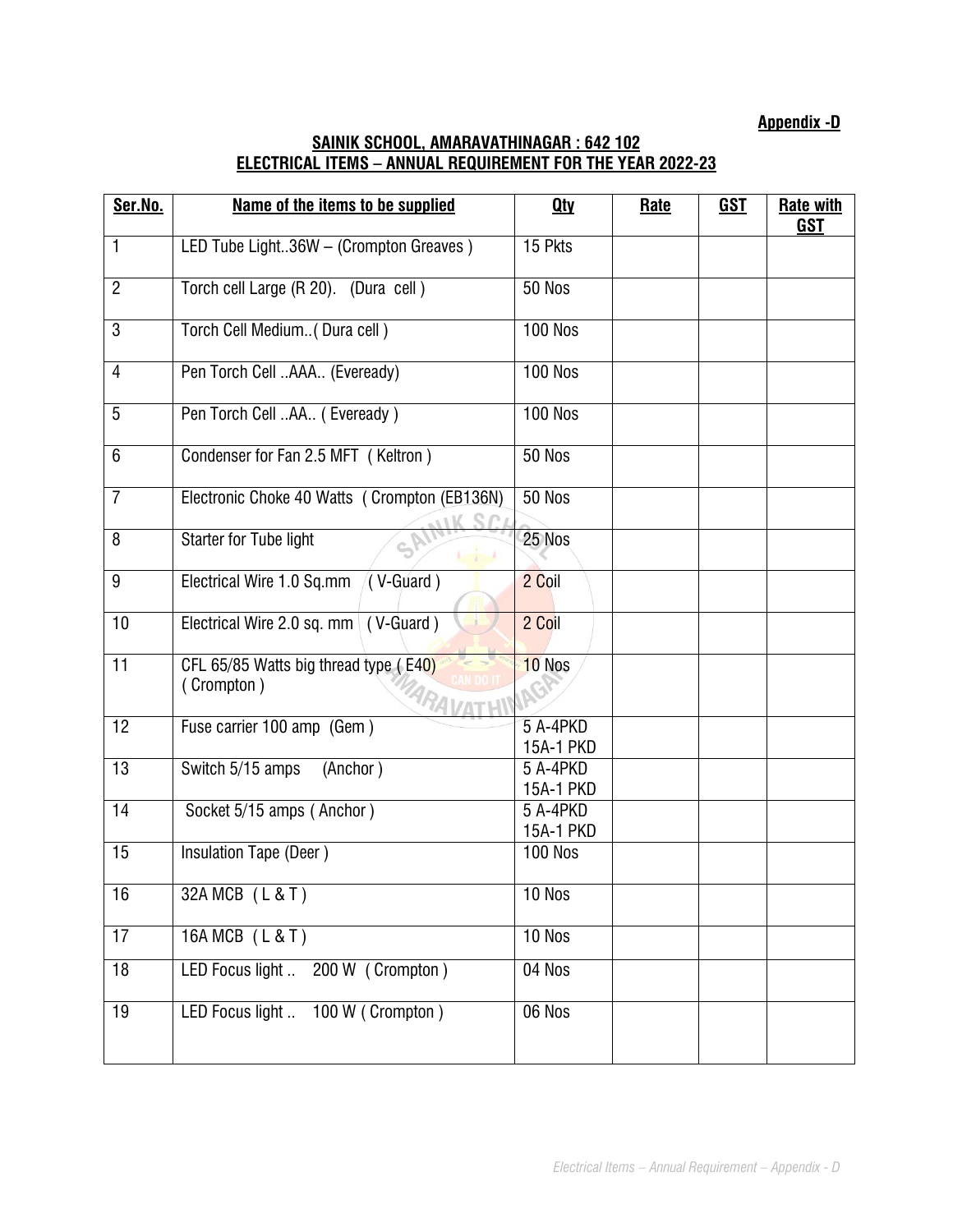**Appendix -D**

## SAINIK SCHOOL, AMARAVATHINAGAR : 642 102
## ELECTRICAL ITEMS – ANNUAL REQUIREMENT FOR THE YEAR 2022-23

| Ser.No. | Name of the items to be supplied | Qty | Rate | GST | Rate with GST |
|---|---|---|---|---|---|
| 1 | LED Tube Light..36W – (Crompton Greaves ) | 15 Pkts | | | |
| 2 | Torch cell Large (R 20). (Dura cell ) | 50 Nos | | | |
| 3 | Torch Cell Medium..( Dura cell ) | 100 Nos | | | |
| 4 | Pen Torch Cell ..AAA.. (Eveready) | 100 Nos | | | |
| 5 | Pen Torch Cell ..AA.. ( Eveready ) | 100 Nos | | | |
| 6 | Condenser for Fan 2.5 MFT ( Keltron ) | 50 Nos | | | |
| 7 | Electronic Choke 40 Watts ( Crompton (EB136N) | 50 Nos | | | |
| 8 | Starter for Tube light | 25 Nos | | | |
| 9 | Electrical Wire 1.0 Sq.mm ( V-Guard ) | 2 Coil | | | |
| 10 | Electrical Wire 2.0 sq. mm ( V-Guard ) | 2 Coil | | | |
| 11 | CFL 65/85 Watts big thread type ( E40) ( Crompton ) | 10 Nos | | | |
| 12 | Fuse carrier 100 amp (Gem ) | 5 A-4PKD 15A-1 PKD | | | |
| 13 | Switch 5/15 amps (Anchor ) | 5 A-4PKD 15A-1 PKD | | | |
| 14 | Socket 5/15 amps ( Anchor ) | 5 A-4PKD 15A-1 PKD | | | |
| 15 | Insulation Tape (Deer ) | 100 Nos | | | |
| 16 | 32A MCB ( L & T ) | 10 Nos | | | |
| 17 | 16A MCB ( L & T ) | 10 Nos | | | |
| 18 | LED Focus light .. 200 W ( Crompton ) | 04 Nos | | | |
| 19 | LED Focus light .. 100 W ( Crompton ) | 06 Nos | | | |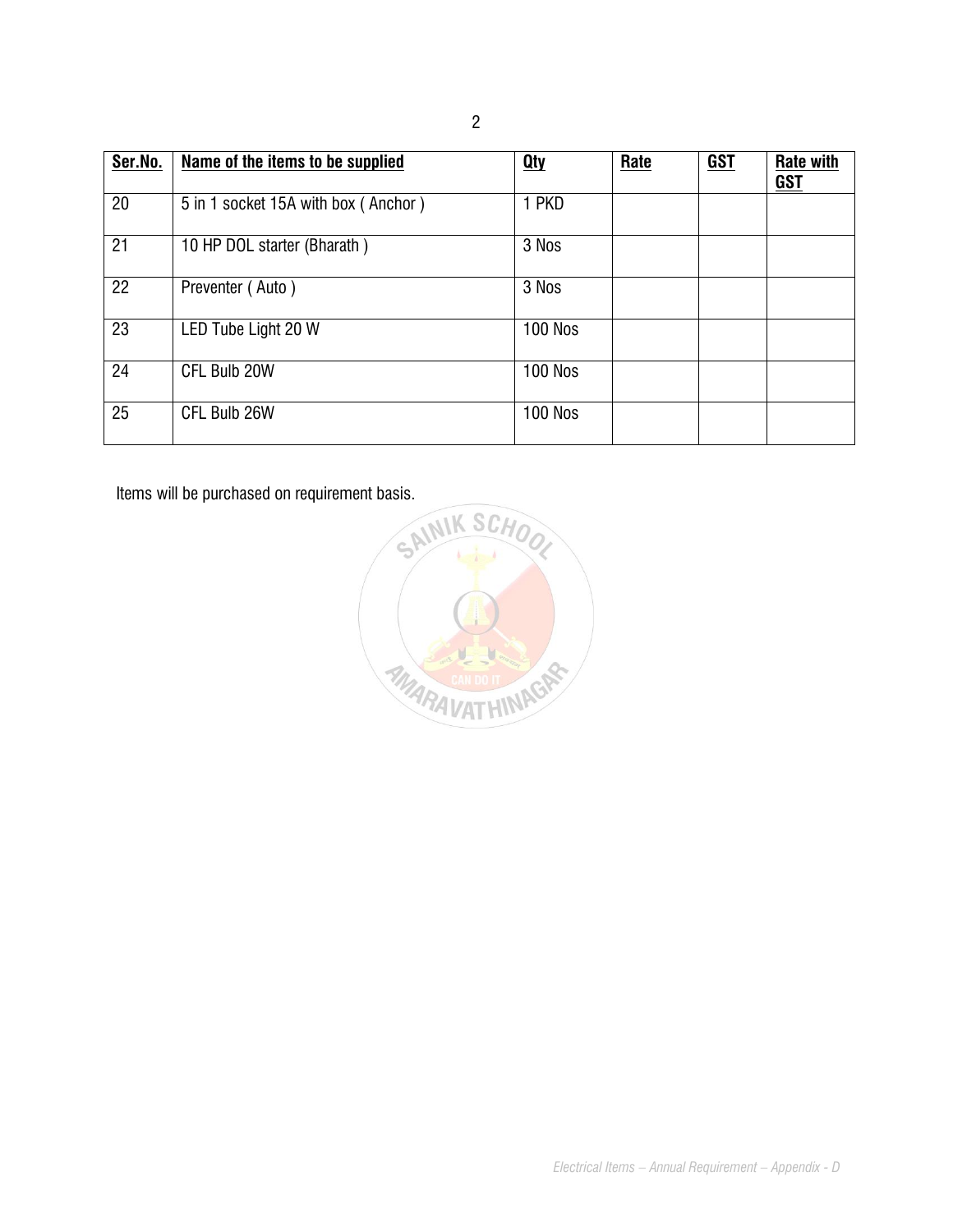| Ser.No. | Name of the items to be supplied | Qty | Rate | GST | Rate with GST |
|---|---|---|---|---|---|
| 20 | 5 in 1 socket 15A with box ( Anchor ) | 1 PKD | | | |
| 21 | 10 HP DOL starter (Bharath ) | 3 Nos | | | |
| 22 | Preventer ( Auto ) | 3 Nos | | | |
| 23 | LED Tube Light 20 W | 100 Nos | | | |
| 24 | CFL Bulb 20W | 100 Nos | | | |
| 25 | CFL Bulb 26W | 100 Nos | | | |

Items will be purchased on requirement basis.